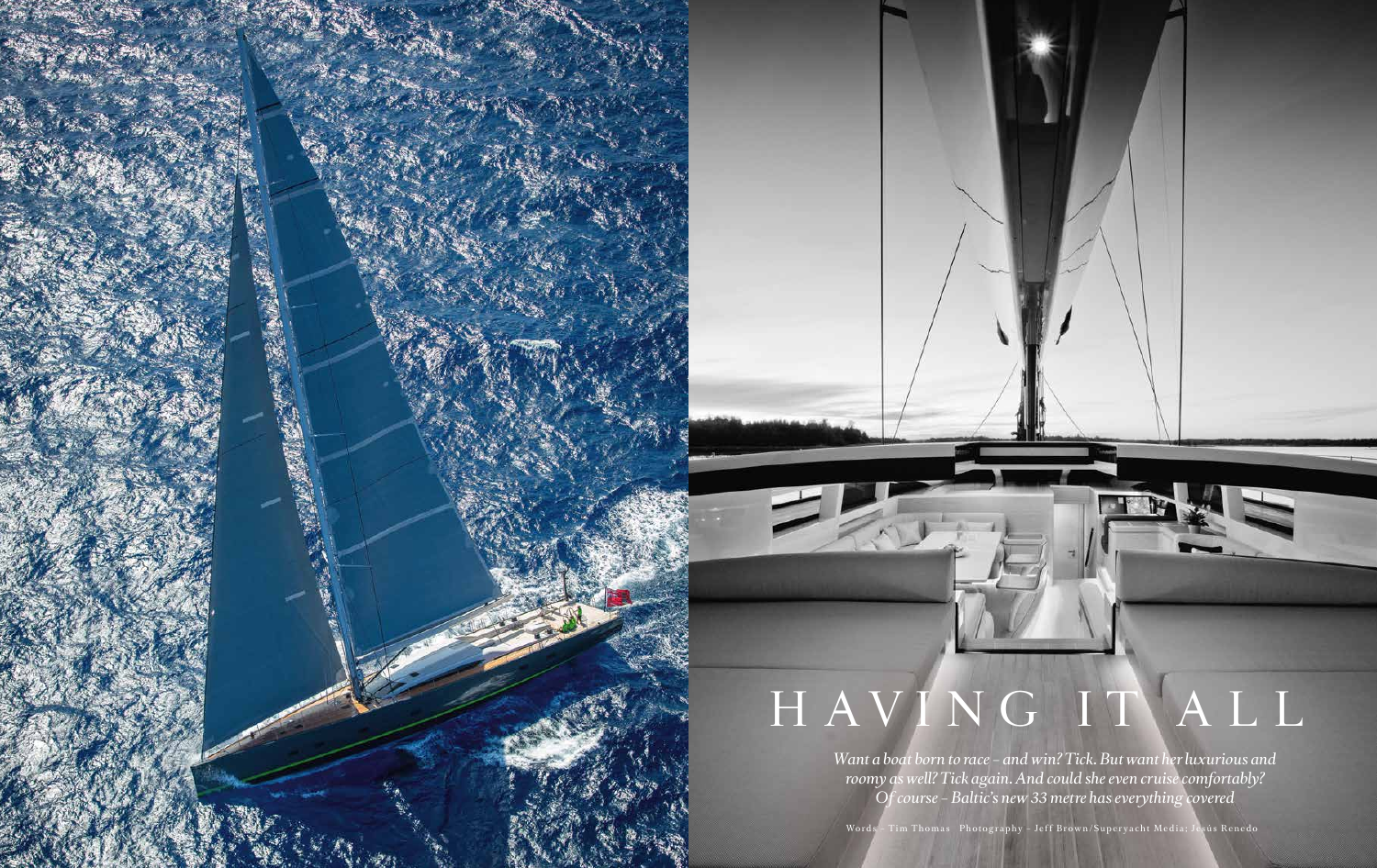# HAVING IT ALL

*Want a boat born to race – and win? Tick. But want her luxurious and roomy as well? Tick again. And could she even cruise comfortably? Of course – Baltic's new 33 metre has everything covered*

Words – Tim Thomas Photography – Jeff Brown/Superyacht Media; Jesús Renedo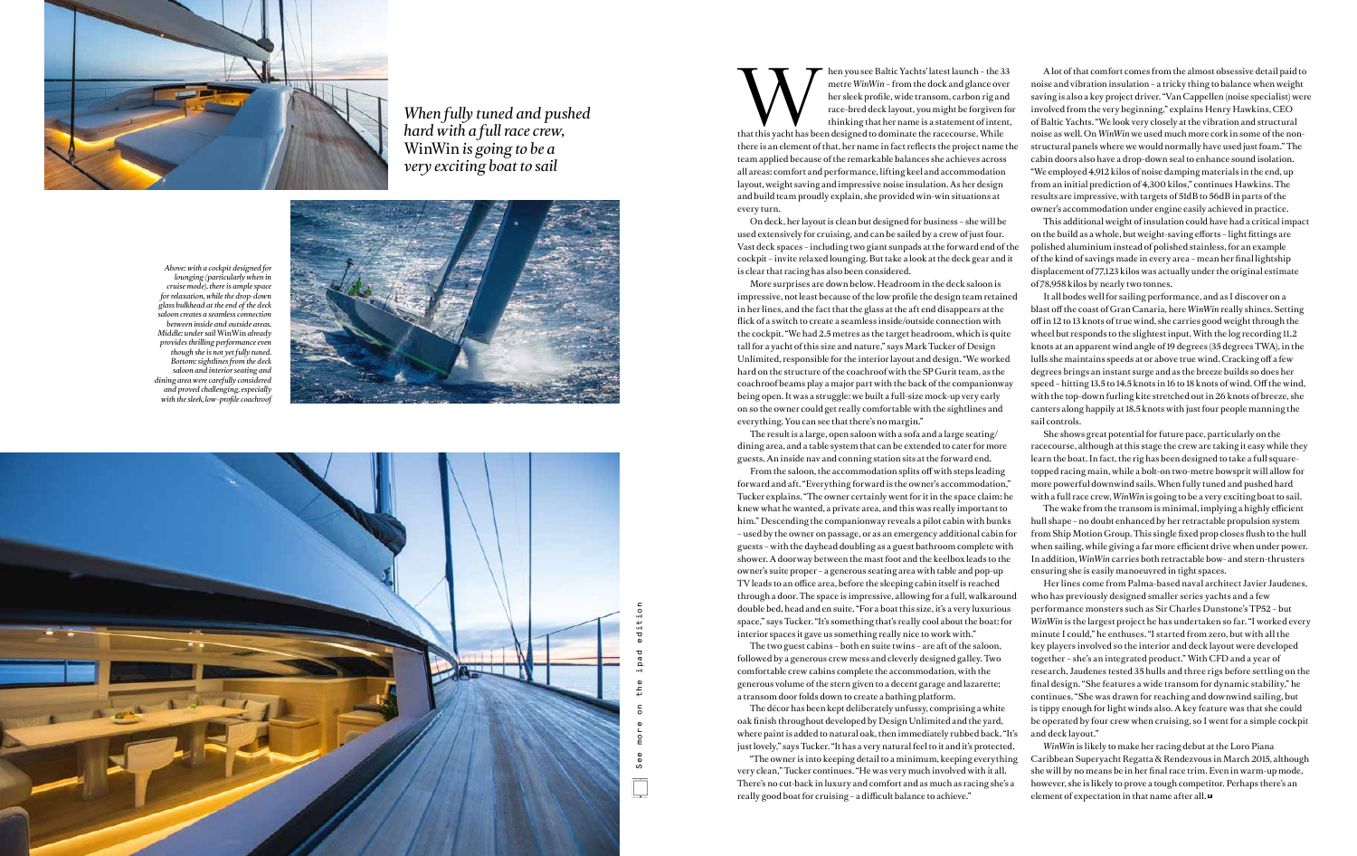*When fully tuned and pushed hard with a full race crew,* WinWin *is going to be a very exciting boat to sail*

*Above: with a cockpit designed for lounging (particularly when in cruise mode), there is ample space for relaxation, while the drop-down glass bulkhead at the end of the deck saloon creates a seamless connection between inside and outside areas. Middle: under sail* WinWin *already provides thrilling performance even though she is not yet fully tuned. Bottom: sightlines from the deck saloon and interior seating and dining area were carefully considered and proved challenging, especially with the sleek, low-profile coachroof*

When you see Baltic Yachts' latest launch – the 33 metre *WinWin* – from the dock and glance over her sleek profile, wide transom, carbon rig and race-bred deck layout, you might be forgiven for thinking that her name is a statement of intent, that this yacht has been designed to dominate the racecourse. While there is an element of that, her name in fact reflects the project name the team applied because of the remarkable balances she achieves across all areas: comfort and performance, lifting keel and accommodation layout, weight saving and impressive noise insulation. As her design and build team proudly explain, she provided win-win situations at every turn.

On deck, her layout is clean but designed for business – she will be used extensively for cruising, and can be sailed by a crew of just four. Vast deck spaces – including two giant sunpads at the forward end of the cockpit – invite relaxed lounging. But take a look at the deck gear and it is clear that racing has also been considered.

More surprises are down below. Headroom in the deck saloon is impressive, not least because of the low profile the design team retained in her lines, and the fact that the glass at the aft end disappears at the flick of a switch to create a seamless inside/outside connection with the cockpit. "We had 2.5 metres as the target headroom, which is quite tall for a yacht of this size and nature," says Mark Tucker of Design Unlimited, responsible for the interior layout and design. "We worked hard on the structure of the coachroof with the SP Gurit team, as the coachroof beams play a major part with the back of the companionway being open. It was a struggle: we built a full-size mock-up very early on so the owner could get really comfortable with the sightlines and everything. You can see that there's no margin."

The result is a large, open saloon with a sofa and a large seating/dining area, and a table system that can be extended to cater for more guests. An inside nav and conning station sits at the forward end.

From the saloon, the accommodation splits off with steps leading forward and aft. "Everything forward is the owner's accommodation," Tucker explains. "The owner certainly went for it in the space claim: he knew what he wanted, a private area, and this was really important to him." Descending the companionway reveals a pilot cabin with bunks – used by the owner on passage, or as an emergency additional cabin for guests – with the dayhead doubling as a guest bathroom complete with shower. A doorway between the mast foot and the keelbox leads to the owner's suite proper – a generous seating area with table and pop-up TV leads to an office area, before the sleeping cabin itself is reached through a door. The space is impressive, allowing for a full, walkaround double bed, head and en suite. "For a boat this size, it's a very luxurious space," says Tucker. "It's something that's really cool about the boat: for interior spaces it gave us something really nice to work with."

The two guest cabins – both en suite twins – are aft of the saloon, followed by a generous crew mess and cleverly designed galley. Two comfortable crew cabins complete the accommodation, with the generous volume of the stern given to a decent garage and lazarette; a transom door folds down to create a bathing platform.

The décor has been kept deliberately unfussy, comprising a white oak finish throughout developed by Design Unlimited and the yard, where paint is added to natural oak, then immediately rubbed back. "It's just lovely," says Tucker. "It has a very natural feel to it and it's protected.

"The owner is into keeping detail to a minimum, keeping everything very clean," Tucker continues. "He was very much involved with it all. There's no cut-back in luxury and comfort and as much as racing she's a really good boat for cruising – a difficult balance to achieve."

A lot of that comfort comes from the almost obsessive detail paid to noise and vibration insulation – a tricky thing to balance when weight saving is also a key project driver. "Van Cappellen (noise specialist) were involved from the very beginning," explains Henry Hawkins, CEO of Baltic Yachts. "We look very closely at the vibration and structural noise as well. On *WinWin* we used much more cork in some of the non-structural panels where we would normally have used just foam." The cabin doors also have a drop-down seal to enhance sound isolation. "We employed 4,912 kilos of noise damping materials in the end, up from an initial prediction of 4,300 kilos," continues Hawkins. The results are impressive, with targets of 51dB to 56dB in parts of the owner's accommodation under engine easily achieved in practice.

This additional weight of insulation could have had a critical impact on the build as a whole, but weight-saving efforts – light fittings are polished aluminium instead of polished stainless, for an example of the kind of savings made in every area – mean her final lightship displacement of 77,123 kilos was actually under the original estimate of 78,958 kilos by nearly two tonnes.

It all bodes well for sailing performance, and as I discover on a blast off the coast of Gran Canaria, here *WinWin* really shines. Setting off in 12 to 13 knots of true wind, she carries good weight through the wheel but responds to the slightest input. With the log recording 11.2 knots at an apparent wind angle of 19 degrees (35 degrees TWA), in the lulls she maintains speeds at or above true wind. Cracking off a few degrees brings an instant surge and as the breeze builds so does her speed – hitting 13.5 to 14.5 knots in 16 to 18 knots of wind. Off the wind, with the top-down furling kite stretched out in 26 knots of breeze, she canters along happily at 18.5 knots with just four people manning the sail controls.

She shows great potential for future pace, particularly on the racecourse, although at this stage the crew are taking it easy while they learn the boat. In fact, the rig has been designed to take a full square-topped racing main, while a bolt-on two-metre bowsprit will allow for more powerful downwind sails. When fully tuned and pushed hard with a full race crew, *WinWin* is going to be a very exciting boat to sail.

The wake from the transom is minimal, implying a highly efficient hull shape – no doubt enhanced by her retractable propulsion system from Ship Motion Group. This single fixed prop closes flush to the hull when sailing, while giving a far more efficient drive when under power. In addition, *WinWin* carries both retractable bow- and stern-thrusters ensuring she is easily manoeuvred in tight spaces.

Her lines come from Palma-based naval architect Javier Jaudenes, who has previously designed smaller series yachts and a few performance monsters such as Sir Charles Dunstone's TP52 – but *WinWin* is the largest project he has undertaken so far. "I worked every minute I could," he enthuses. "I started from zero, but with all the key players involved so the interior and deck layout were developed together – she's an integrated product." With CFD and a year of research, Jaudenes tested 35 hulls and three rigs before settling on the final design. "She features a wide transom for dynamic stability," he continues. "She was drawn for reaching and downwind sailing, but is tippy enough for light winds also. A key feature was that she could be operated by four crew when cruising, so I went for a simple cockpit and deck layout."

*WinWin* is likely to make her racing debut at the Loro Piana Caribbean Superyacht Regatta & Rendezvous in March 2015, although she will by no means be in her final race trim. Even in warm-up mode, however, she is likely to prove a tough competitor. Perhaps there's an element of expectation in that name after all.

See more on the ipad edition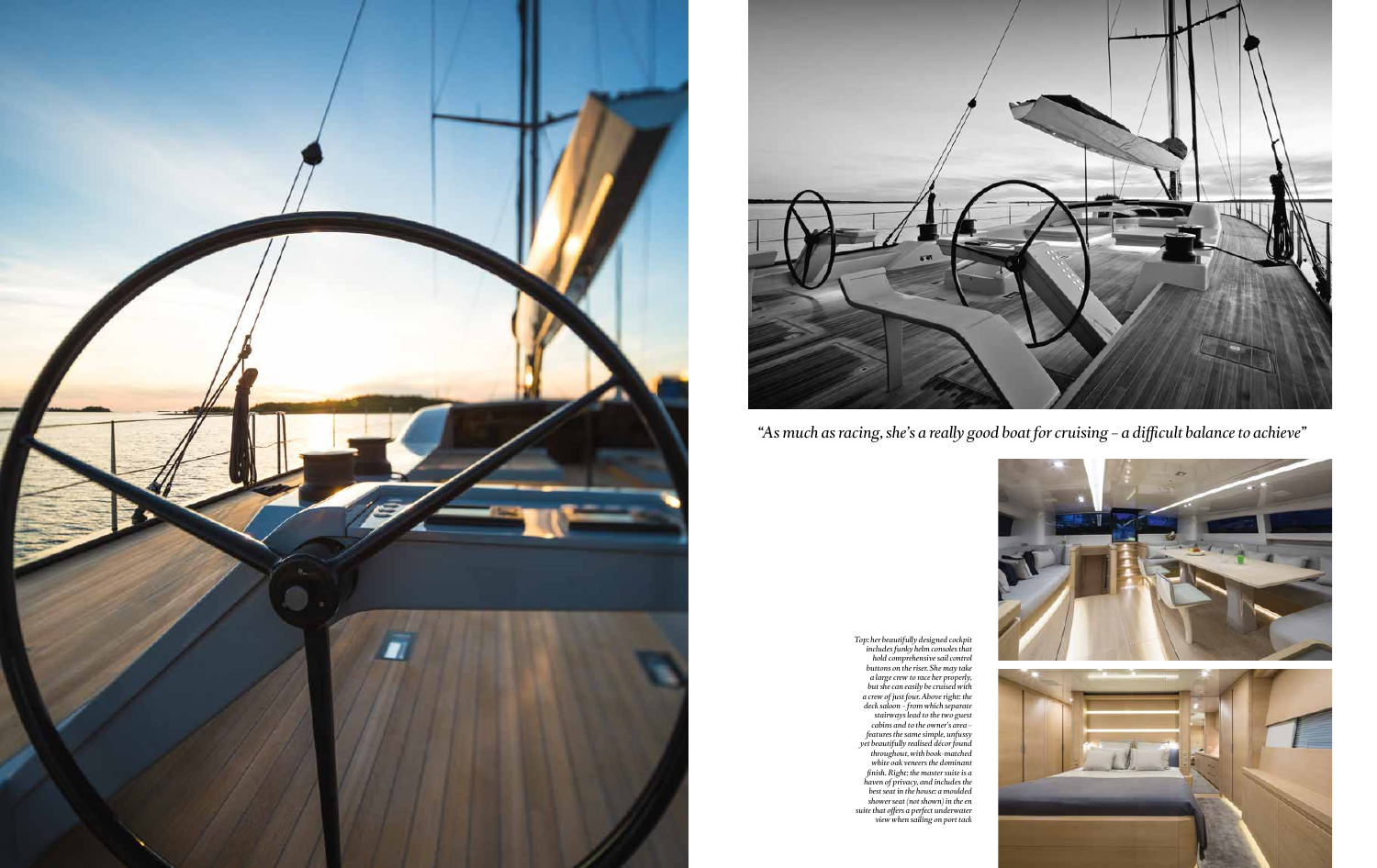*"As much as racing, she's a really good boat for cruising – a difficult balance to achieve"*

*Top: her beautifully designed cockpit includes funky helm consoles that hold comprehensive sail control buttons on the riser. She may take a large crew to race her properly, but she can easily be cruised with a crew of just four. Above right: the deck saloon – from which separate stairways lead to the two guest cabins and to the owner's area – features the same simple, unfussy yet beautifully realised décor found throughout, with book-matched white oak veneers the dominant finish. Right: the master suite is a haven of privacy, and includes the best seat in the house: a moulded shower seat (not shown) in the en suite that offers a perfect underwater view when sailing on port tack*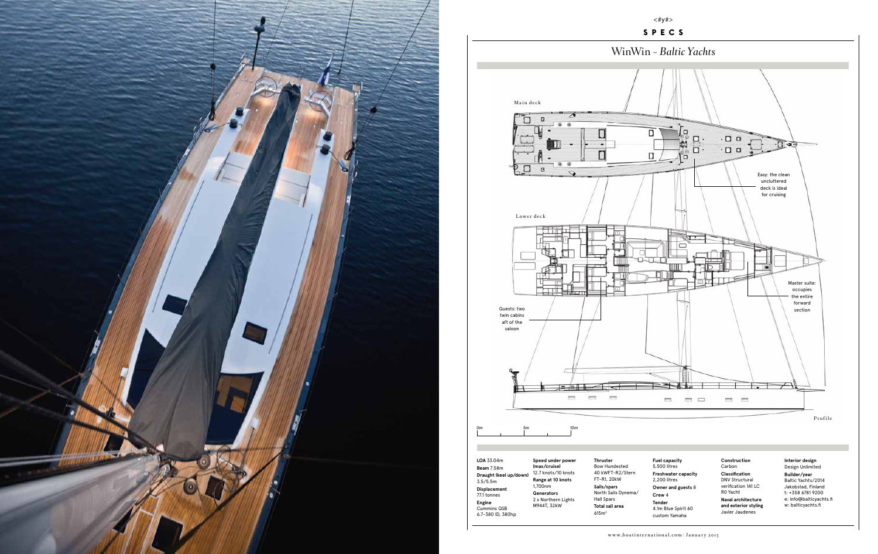## SPECS

# WinWin – *Baltic Yachts*

Main deck

Easy: the clean uncluttered deck is ideal for cruising

Lower deck

Master suite: occupies the entire forward section

Guests: two twin cabins aft of the saloon

Profile

0m 5m 10m

**LOA** 33.04m
**Beam** 7.58m
**Draught (keel up/down)** 3.5/5.5m
**Displacement** 77.1 tonnes
**Engine** Cummins QSB 6.7-380 ID, 380hp

**Speed under power (max/cruise)** 12.7 knots/10 knots
**Range at 10 knots** 1,700nm
**Generators** 2 x Northern Lights M944T, 32kW

**Thruster** Bow Hundested 40 kWFT-R2/Stern FT-R1, 20kW
**Sails/spars** North Sails Dynema/ Hall Spars
**Total sail area** 615m²

**Fuel capacity** 5,500 litres
**Freshwater capacity** 2,200 litres
**Owner and guests** 8
**Crew** 4
**Tender** 4.1m Blue Spirit 60 custom Yamaha

**Construction** Carbon
**Classification** DNV Structural verification 1A1 LC R0 Yacht
**Naval architecture and exterior styling** Javier Jaudenes

**Interior design** Design Unlimited
**Builder/year** Baltic Yachts/2014 Jakobstad, Finland t: +358 6781 9200 e: info@balticyachts.fi w: balticyachts.fi